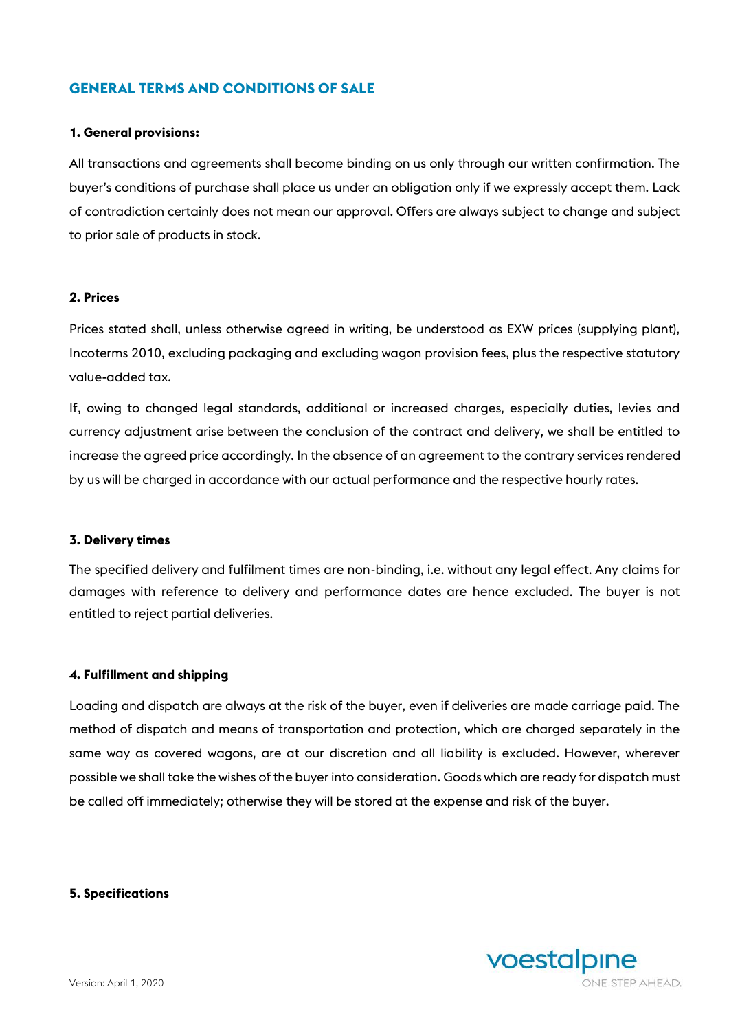## GENERAL TERMS AND CONDITIONS OF SALE

**1. General provisions:**

All transactions and agreements shall become binding on us only through our written confirmation. The buyer's conditions of purchase shall place us under an obligation only if we expressly accept them. Lack of contradiction certainly does not mean our approval. Offers are always subject to change and subject to prior sale of products in stock.

**2. Prices**

Prices stated shall, unless otherwise agreed in writing, be understood as EXW prices (supplying plant), Incoterms 2010, excluding packaging and excluding wagon provision fees, plus the respective statutory value-added tax.

If, owing to changed legal standards, additional or increased charges, especially duties, levies and currency adjustment arise between the conclusion of the contract and delivery, we shall be entitled to increase the agreed price accordingly. In the absence of an agreement to the contrary services rendered by us will be charged in accordance with our actual performance and the respective hourly rates.

**3. Delivery times**

The specified delivery and fulfilment times are non-binding, i.e. without any legal effect. Any claims for damages with reference to delivery and performance dates are hence excluded. The buyer is not entitled to reject partial deliveries.

**4. Fulfillment and shipping**

Loading and dispatch are always at the risk of the buyer, even if deliveries are made carriage paid. The method of dispatch and means of transportation and protection, which are charged separately in the same way as covered wagons, are at our discretion and all liability is excluded. However, wherever possible we shall take the wishes of the buyer into consideration. Goods which are ready for dispatch must be called off immediately; otherwise they will be stored at the expense and risk of the buyer.

**5. Specifications**

Version: April 1, 2020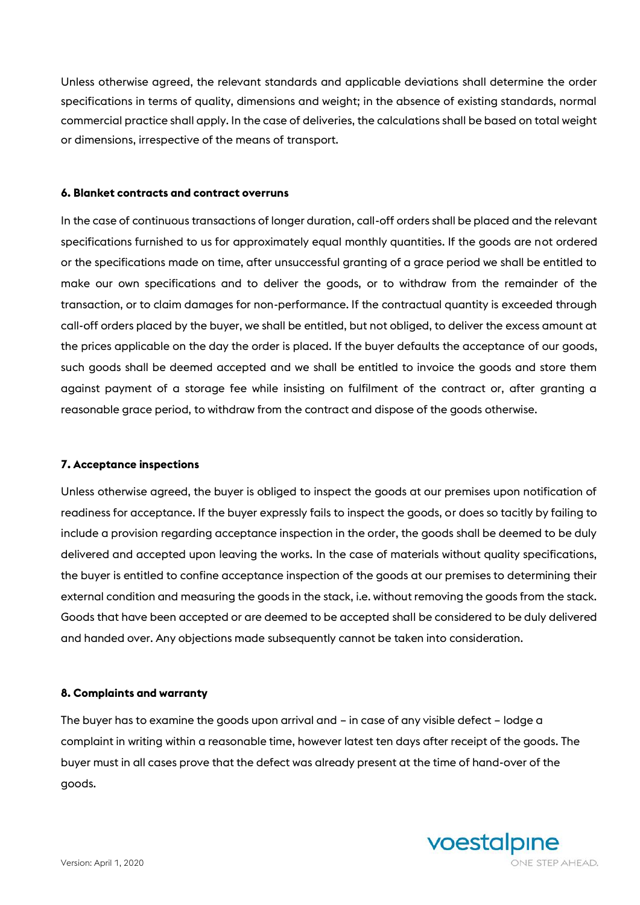Unless otherwise agreed, the relevant standards and applicable deviations shall determine the order specifications in terms of quality, dimensions and weight; in the absence of existing standards, normal commercial practice shall apply. In the case of deliveries, the calculations shall be based on total weight or dimensions, irrespective of the means of transport.

**6. Blanket contracts and contract overruns**

In the case of continuous transactions of longer duration, call-off orders shall be placed and the relevant specifications furnished to us for approximately equal monthly quantities. If the goods are not ordered or the specifications made on time, after unsuccessful granting of a grace period we shall be entitled to make our own specifications and to deliver the goods, or to withdraw from the remainder of the transaction, or to claim damages for non-performance. If the contractual quantity is exceeded through call-off orders placed by the buyer, we shall be entitled, but not obliged, to deliver the excess amount at the prices applicable on the day the order is placed. If the buyer defaults the acceptance of our goods, such goods shall be deemed accepted and we shall be entitled to invoice the goods and store them against payment of a storage fee while insisting on fulfilment of the contract or, after granting a reasonable grace period, to withdraw from the contract and dispose of the goods otherwise.

**7. Acceptance inspections**

Unless otherwise agreed, the buyer is obliged to inspect the goods at our premises upon notification of readiness for acceptance. If the buyer expressly fails to inspect the goods, or does so tacitly by failing to include a provision regarding acceptance inspection in the order, the goods shall be deemed to be duly delivered and accepted upon leaving the works. In the case of materials without quality specifications, the buyer is entitled to confine acceptance inspection of the goods at our premises to determining their external condition and measuring the goods in the stack, i.e. without removing the goods from the stack. Goods that have been accepted or are deemed to be accepted shall be considered to be duly delivered and handed over. Any objections made subsequently cannot be taken into consideration.

**8. Complaints and warranty**

The buyer has to examine the goods upon arrival and – in case of any visible defect – lodge a complaint in writing within a reasonable time, however latest ten days after receipt of the goods. The buyer must in all cases prove that the defect was already present at the time of hand-over of the goods.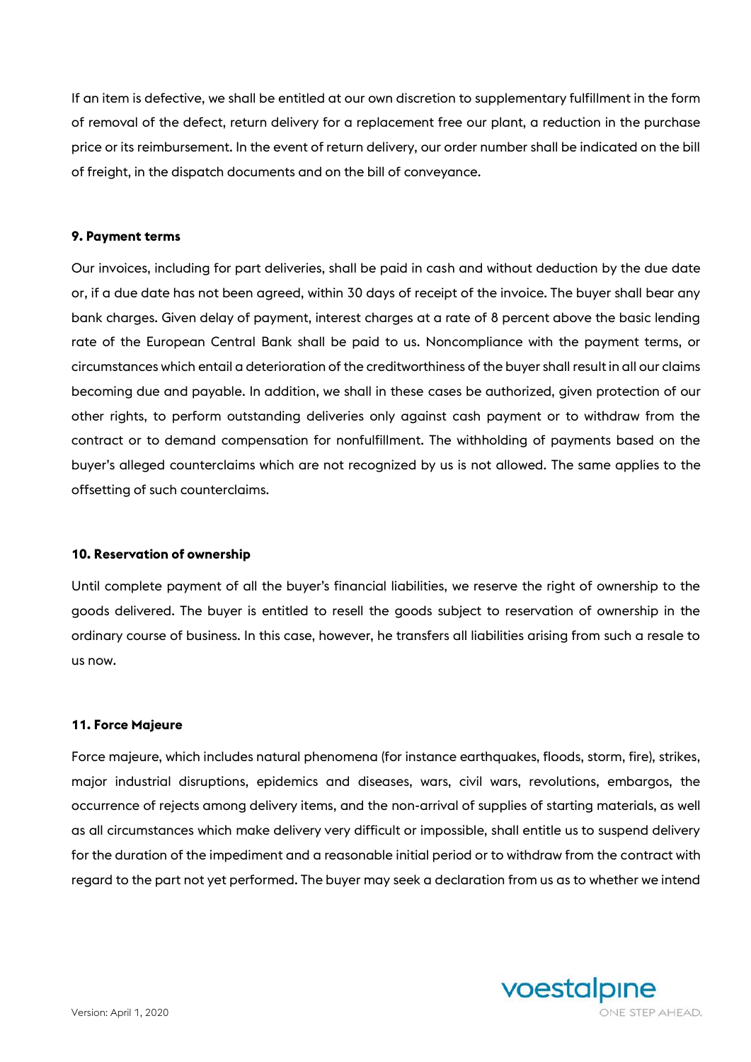If an item is defective, we shall be entitled at our own discretion to supplementary fulfillment in the form of removal of the defect, return delivery for a replacement free our plant, a reduction in the purchase price or its reimbursement. In the event of return delivery, our order number shall be indicated on the bill of freight, in the dispatch documents and on the bill of conveyance.

**9. Payment terms**

Our invoices, including for part deliveries, shall be paid in cash and without deduction by the due date or, if a due date has not been agreed, within 30 days of receipt of the invoice. The buyer shall bear any bank charges. Given delay of payment, interest charges at a rate of 8 percent above the basic lending rate of the European Central Bank shall be paid to us. Noncompliance with the payment terms, or circumstances which entail a deterioration of the creditworthiness of the buyer shall result in all our claims becoming due and payable. In addition, we shall in these cases be authorized, given protection of our other rights, to perform outstanding deliveries only against cash payment or to withdraw from the contract or to demand compensation for nonfulfillment. The withholding of payments based on the buyer's alleged counterclaims which are not recognized by us is not allowed. The same applies to the offsetting of such counterclaims.

**10. Reservation of ownership**

Until complete payment of all the buyer's financial liabilities, we reserve the right of ownership to the goods delivered. The buyer is entitled to resell the goods subject to reservation of ownership in the ordinary course of business. In this case, however, he transfers all liabilities arising from such a resale to us now.

**11. Force Majeure**

Force majeure, which includes natural phenomena (for instance earthquakes, floods, storm, fire), strikes, major industrial disruptions, epidemics and diseases, wars, civil wars, revolutions, embargos, the occurrence of rejects among delivery items, and the non-arrival of supplies of starting materials, as well as all circumstances which make delivery very difficult or impossible, shall entitle us to suspend delivery for the duration of the impediment and a reasonable initial period or to withdraw from the contract with regard to the part not yet performed. The buyer may seek a declaration from us as to whether we intend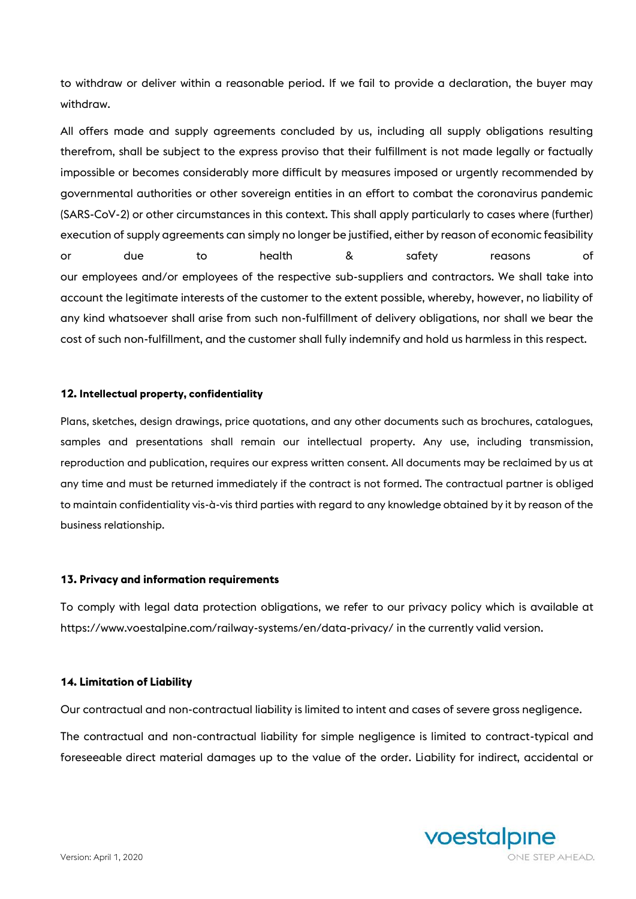to withdraw or deliver within a reasonable period. If we fail to provide a declaration, the buyer may withdraw.

All offers made and supply agreements concluded by us, including all supply obligations resulting therefrom, shall be subject to the express proviso that their fulfillment is not made legally or factually impossible or becomes considerably more difficult by measures imposed or urgently recommended by governmental authorities or other sovereign entities in an effort to combat the coronavirus pandemic (SARS-CoV-2) or other circumstances in this context. This shall apply particularly to cases where (further) execution of supply agreements can simply no longer be justified, either by reason of economic feasibility or due to health & safety reasons of our employees and/or employees of the respective sub-suppliers and contractors. We shall take into account the legitimate interests of the customer to the extent possible, whereby, however, no liability of any kind whatsoever shall arise from such non-fulfillment of delivery obligations, nor shall we bear the cost of such non-fulfillment, and the customer shall fully indemnify and hold us harmless in this respect.

#### 12. Intellectual property, confidentiality

Plans, sketches, design drawings, price quotations, and any other documents such as brochures, catalogues, samples and presentations shall remain our intellectual property. Any use, including transmission, reproduction and publication, requires our express written consent. All documents may be reclaimed by us at any time and must be returned immediately if the contract is not formed. The contractual partner is obliged to maintain confidentiality vis-à-vis third parties with regard to any knowledge obtained by it by reason of the business relationship.

#### 13. Privacy and information requirements

To comply with legal data protection obligations, we refer to our privacy policy which is available at https://www.voestalpine.com/railway-systems/en/data-privacy/ in the currently valid version.

#### 14. Limitation of Liability

Our contractual and non-contractual liability is limited to intent and cases of severe gross negligence.

The contractual and non-contractual liability for simple negligence is limited to contract-typical and foreseeable direct material damages up to the value of the order. Liability for indirect, accidental or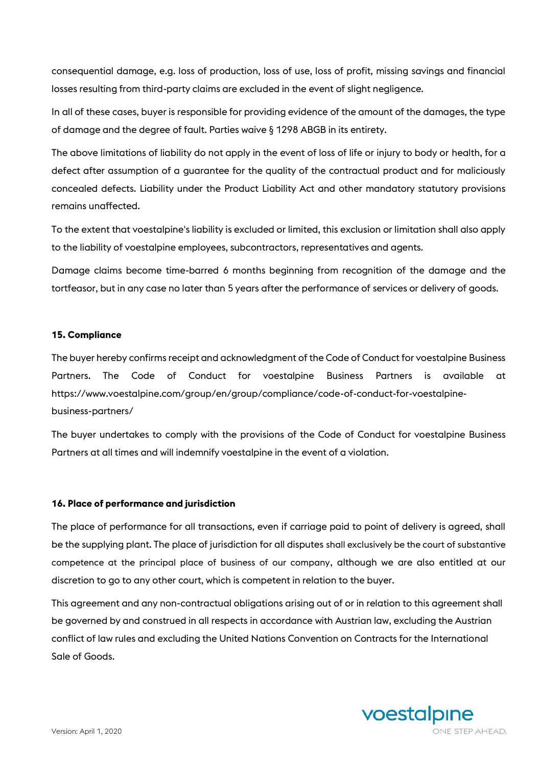consequential damage, e.g. loss of production, loss of use, loss of profit, missing savings and financial losses resulting from third-party claims are excluded in the event of slight negligence.

In all of these cases, buyer is responsible for providing evidence of the amount of the damages, the type of damage and the degree of fault. Parties waive § 1298 ABGB in its entirety.

The above limitations of liability do not apply in the event of loss of life or injury to body or health, for a defect after assumption of a guarantee for the quality of the contractual product and for maliciously concealed defects. Liability under the Product Liability Act and other mandatory statutory provisions remains unaffected.

To the extent that voestalpine's liability is excluded or limited, this exclusion or limitation shall also apply to the liability of voestalpine employees, subcontractors, representatives and agents.

Damage claims become time-barred 6 months beginning from recognition of the damage and the tortfeasor, but in any case no later than 5 years after the performance of services or delivery of goods.

**15. Compliance**

The buyer hereby confirms receipt and acknowledgment of the Code of Conduct for voestalpine Business Partners. The Code of Conduct for voestalpine Business Partners is available at https://www.voestalpine.com/group/en/group/compliance/code-of-conduct-for-voestalpine-business-partners/

The buyer undertakes to comply with the provisions of the Code of Conduct for voestalpine Business Partners at all times and will indemnify voestalpine in the event of a violation.

**16. Place of performance and jurisdiction**

The place of performance for all transactions, even if carriage paid to point of delivery is agreed, shall be the supplying plant. The place of jurisdiction for all disputes shall exclusively be the court of substantive competence at the principal place of business of our company, although we are also entitled at our discretion to go to any other court, which is competent in relation to the buyer.

This agreement and any non-contractual obligations arising out of or in relation to this agreement shall be governed by and construed in all respects in accordance with Austrian law, excluding the Austrian conflict of law rules and excluding the United Nations Convention on Contracts for the International Sale of Goods.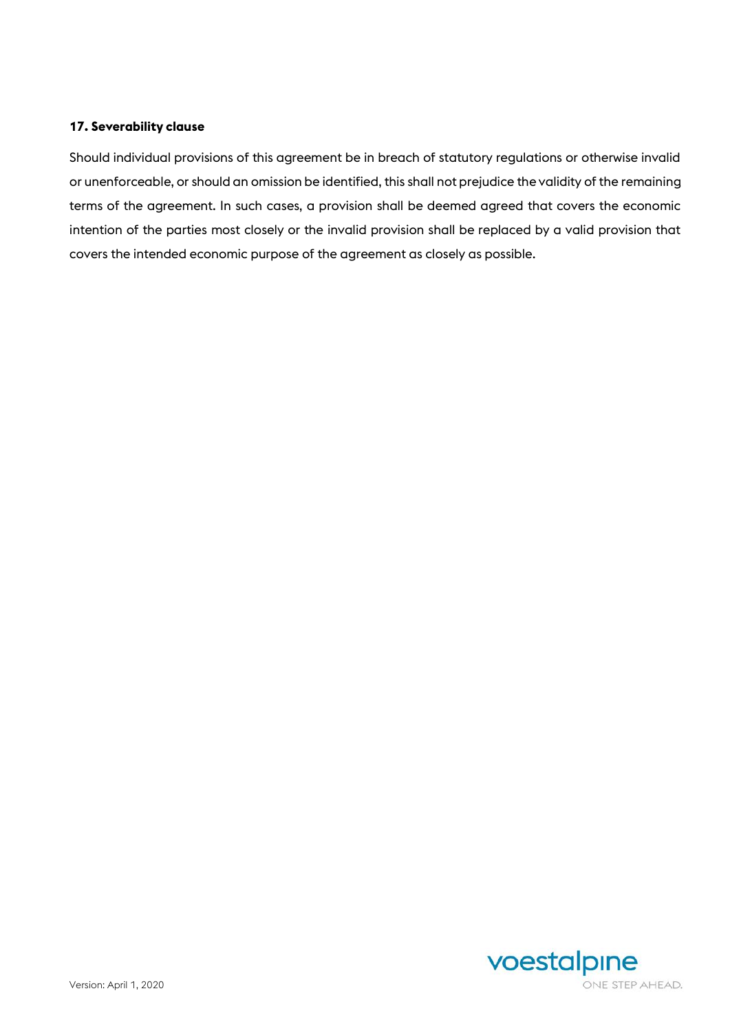### 17. Severability clause

Should individual provisions of this agreement be in breach of statutory regulations or otherwise invalid or unenforceable, or should an omission be identified, this shall not prejudice the validity of the remaining terms of the agreement. In such cases, a provision shall be deemed agreed that covers the economic intention of the parties most closely or the invalid provision shall be replaced by a valid provision that covers the intended economic purpose of the agreement as closely as possible.